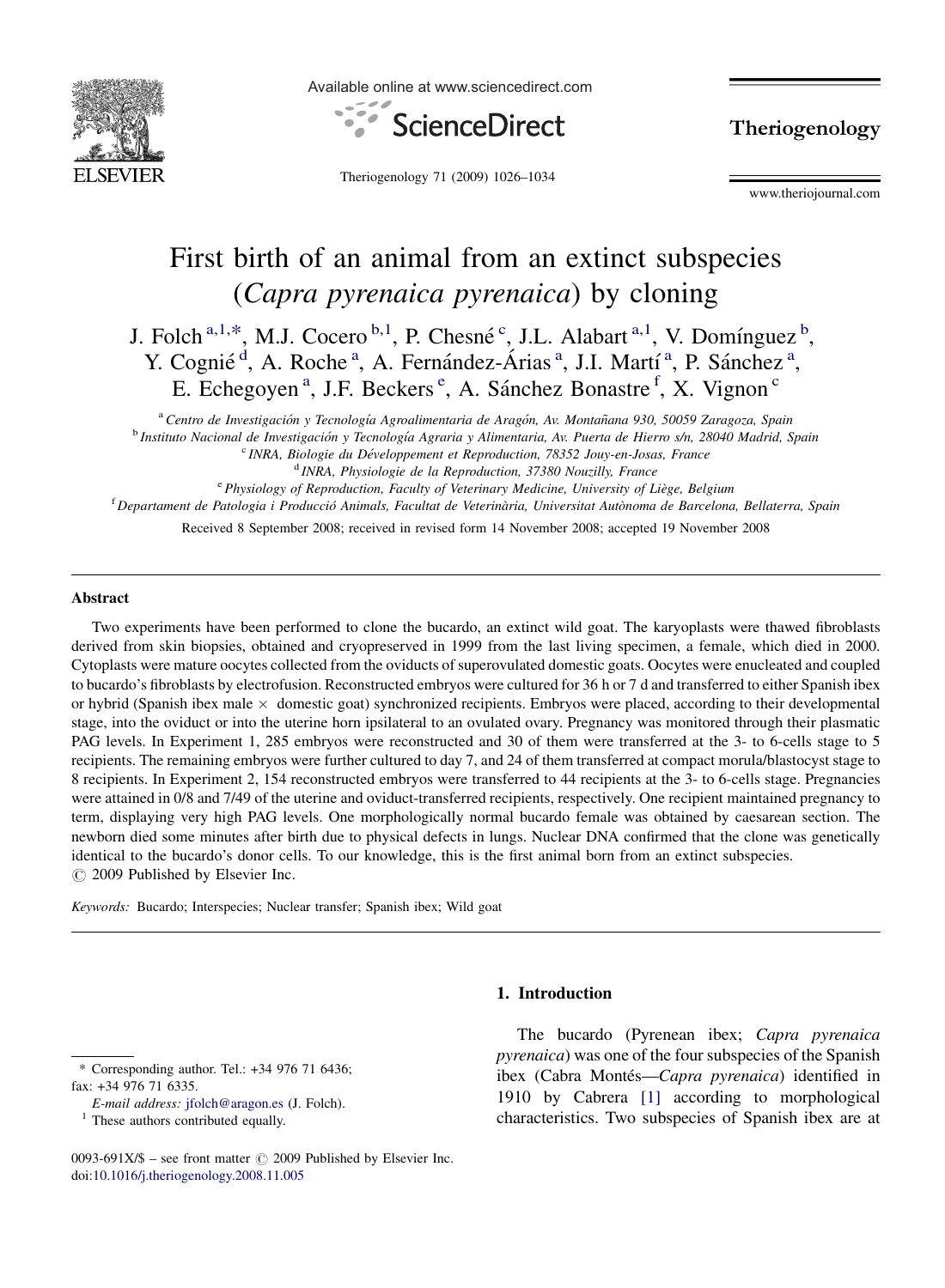# First birth of an animal from an extinct subspecies (*Capra pyrenaica pyrenaica*) by cloning

J. Folch [a,1,*], M.J. Cocero [b,1], P. Chesné [c], J.L. Alabart [a,1], V. Domínguez [b], Y. Cognié [d], A. Roche [a], A. Fernández-Árias [a], J.I. Martí [a], P. Sánchez [a], E. Echegoyen [a], J.F. Beckers [e], A. Sánchez Bonastre [f], X. Vignon [c]

[a] Centro de Investigación y Tecnología Agroalimentaria de Aragón, Av. Montañana 930, 50059 Zaragoza, Spain
[b] Instituto Nacional de Investigación y Tecnología Agraria y Alimentaria, Av. Puerta de Hierro s/n, 28040 Madrid, Spain
[c] INRA, Biologie du Développement et Reproduction, 78352 Jouy-en-Josas, France
[d] INRA, Physiologie de la Reproduction, 37380 Nouzilly, France
[e] Physiology of Reproduction, Faculty of Veterinary Medicine, University of Liège, Belgium
[f] Departament de Patologia i Producció Animals, Facultat de Veterinària, Universitat Autònoma de Barcelona, Bellaterra, Spain

Received 8 September 2008; received in revised form 14 November 2008; accepted 19 November 2008

## Abstract

Two experiments have been performed to clone the bucardo, an extinct wild goat. The karyoplasts were thawed fibroblasts derived from skin biopsies, obtained and cryopreserved in 1999 from the last living specimen, a female, which died in 2000. Cytoplasts were mature oocytes collected from the oviducts of superovulated domestic goats. Oocytes were enucleated and coupled to bucardo's fibroblasts by electrofusion. Reconstructed embryos were cultured for 36 h or 7 d and transferred to either Spanish ibex or hybrid (Spanish ibex male × domestic goat) synchronized recipients. Embryos were placed, according to their developmental stage, into the oviduct or into the uterine horn ipsilateral to an ovulated ovary. Pregnancy was monitored through their plasmatic PAG levels. In Experiment 1, 285 embryos were reconstructed and 30 of them were transferred at the 3- to 6-cells stage to 5 recipients. The remaining embryos were further cultured to day 7, and 24 of them transferred at compact morula/blastocyst stage to 8 recipients. In Experiment 2, 154 reconstructed embryos were transferred to 44 recipients at the 3- to 6-cells stage. Pregnancies were attained in 0/8 and 7/49 of the uterine and oviduct-transferred recipients, respectively. One recipient maintained pregnancy to term, displaying very high PAG levels. One morphologically normal bucardo female was obtained by caesarean section. The newborn died some minutes after birth due to physical defects in lungs. Nuclear DNA confirmed that the clone was genetically identical to the bucardo's donor cells. To our knowledge, this is the first animal born from an extinct subspecies.
© 2009 Published by Elsevier Inc.

*Keywords:* Bucardo; Interspecies; Nuclear transfer; Spanish ibex; Wild goat

## 1. Introduction

The bucardo (Pyrenean ibex; *Capra pyrenaica pyrenaica*) was one of the four subspecies of the Spanish ibex (Cabra Montés—*Capra pyrenaica*) identified in 1910 by Cabrera [1] according to morphological characteristics. Two subspecies of Spanish ibex are at

---

* Corresponding author. Tel.: +34 976 71 6436; fax: +34 976 71 6335.
*E-mail address:* jfolch@aragon.es (J. Folch).
[1] These authors contributed equally.

0093-691X/$ – see front matter © 2009 Published by Elsevier Inc.
doi:10.1016/j.theriogenology.2008.11.005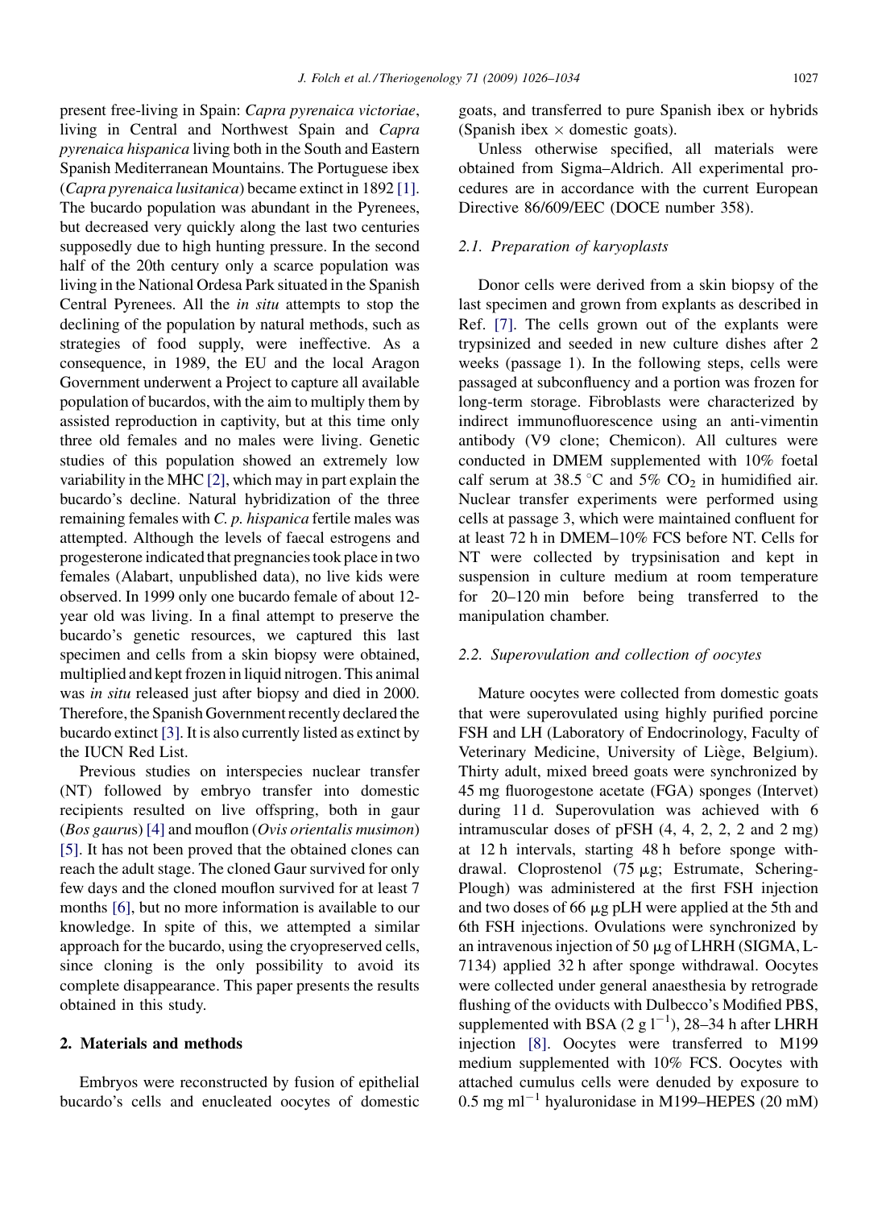present free-living in Spain: *Capra pyrenaica victoriae*, living in Central and Northwest Spain and *Capra pyrenaica hispanica* living both in the South and Eastern Spanish Mediterranean Mountains. The Portuguese ibex (*Capra pyrenaica lusitanica*) became extinct in 1892 [1]. The bucardo population was abundant in the Pyrenees, but decreased very quickly along the last two centuries supposedly due to high hunting pressure. In the second half of the 20th century only a scarce population was living in the National Ordesa Park situated in the Spanish Central Pyrenees. All the *in situ* attempts to stop the declining of the population by natural methods, such as strategies of food supply, were ineffective. As a consequence, in 1989, the EU and the local Aragon Government underwent a Project to capture all available population of bucardos, with the aim to multiply them by assisted reproduction in captivity, but at this time only three old females and no males were living. Genetic studies of this population showed an extremely low variability in the MHC [2], which may in part explain the bucardo's decline. Natural hybridization of the three remaining females with *C. p. hispanica* fertile males was attempted. Although the levels of faecal estrogens and progesterone indicated that pregnancies took place in two females (Alabart, unpublished data), no live kids were observed. In 1999 only one bucardo female of about 12-year old was living. In a final attempt to preserve the bucardo's genetic resources, we captured this last specimen and cells from a skin biopsy were obtained, multiplied and kept frozen in liquid nitrogen. This animal was *in situ* released just after biopsy and died in 2000. Therefore, the Spanish Government recently declared the bucardo extinct [3]. It is also currently listed as extinct by the IUCN Red List.

Previous studies on interspecies nuclear transfer (NT) followed by embryo transfer into domestic recipients resulted on live offspring, both in gaur (*Bos gaurus*) [4] and mouflon (*Ovis orientalis musimon*) [5]. It has not been proved that the obtained clones can reach the adult stage. The cloned Gaur survived for only few days and the cloned mouflon survived for at least 7 months [6], but no more information is available to our knowledge. In spite of this, we attempted a similar approach for the bucardo, using the cryopreserved cells, since cloning is the only possibility to avoid its complete disappearance. This paper presents the results obtained in this study.

## 2. Materials and methods

Embryos were reconstructed by fusion of epithelial bucardo's cells and enucleated oocytes of domestic goats, and transferred to pure Spanish ibex or hybrids (Spanish ibex × domestic goats).

Unless otherwise specified, all materials were obtained from Sigma–Aldrich. All experimental procedures are in accordance with the current European Directive 86/609/EEC (DOCE number 358).

### 2.1. Preparation of karyoplasts

Donor cells were derived from a skin biopsy of the last specimen and grown from explants as described in Ref. [7]. The cells grown out of the explants were trypsinized and seeded in new culture dishes after 2 weeks (passage 1). In the following steps, cells were passaged at subconfluency and a portion was frozen for long-term storage. Fibroblasts were characterized by indirect immunofluorescence using an anti-vimentin antibody (V9 clone; Chemicon). All cultures were conducted in DMEM supplemented with 10% foetal calf serum at 38.5 °C and 5% $CO_2$ in humidified air. Nuclear transfer experiments were performed using cells at passage 3, which were maintained confluent for at least 72 h in DMEM–10% FCS before NT. Cells for NT were collected by trypsinisation and kept in suspension in culture medium at room temperature for 20–120 min before being transferred to the manipulation chamber.

### 2.2. Superovulation and collection of oocytes

Mature oocytes were collected from domestic goats that were superovulated using highly purified porcine FSH and LH (Laboratory of Endocrinology, Faculty of Veterinary Medicine, University of Liège, Belgium). Thirty adult, mixed breed goats were synchronized by 45 mg fluorogestone acetate (FGA) sponges (Intervet) during 11 d. Superovulation was achieved with 6 intramuscular doses of pFSH (4, 4, 2, 2, 2 and 2 mg) at 12 h intervals, starting 48 h before sponge withdrawal. Cloprostenol (75 μg; Estrumate, Schering-Plough) was administered at the first FSH injection and two doses of 66 μg pLH were applied at the 5th and 6th FSH injections. Ovulations were synchronized by an intravenous injection of 50 μg of LHRH (SIGMA, L-7134) applied 32 h after sponge withdrawal. Oocytes were collected under general anaesthesia by retrograde flushing of the oviducts with Dulbecco's Modified PBS, supplemented with BSA (2 g $l^{-1}$), 28–34 h after LHRH injection [8]. Oocytes were transferred to M199 medium supplemented with 10% FCS. Oocytes with attached cumulus cells were denuded by exposure to 0.5 mg $ml^{-1}$ hyaluronidase in M199–HEPES (20 mM)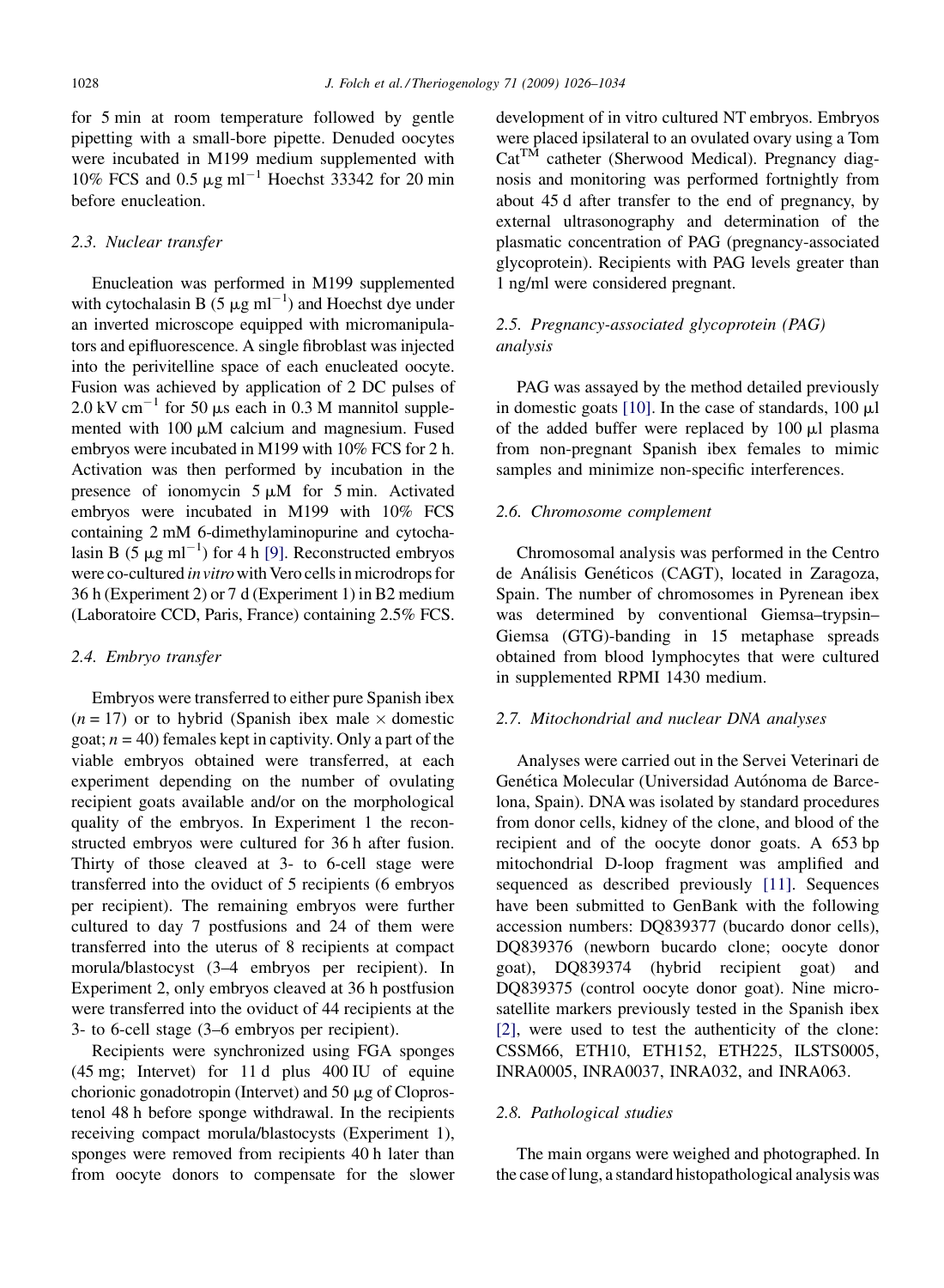for 5 min at room temperature followed by gentle pipetting with a small-bore pipette. Denuded oocytes were incubated in M199 medium supplemented with 10% FCS and 0.5 $\mu g\ ml^{-1}$ Hoechst 33342 for 20 min before enucleation.

### 2.3. Nuclear transfer

Enucleation was performed in M199 supplemented with cytochalasin B (5 $\mu g\ ml^{-1}$) and Hoechst dye under an inverted microscope equipped with micromanipulators and epifluorescence. A single fibroblast was injected into the perivitelline space of each enucleated oocyte. Fusion was achieved by application of 2 DC pulses of 2.0 kV $cm^{-1}$ for 50 $\mu s$ each in 0.3 M mannitol supplemented with 100 $\mu M$ calcium and magnesium. Fused embryos were incubated in M199 with 10% FCS for 2 h. Activation was then performed by incubation in the presence of ionomycin 5 $\mu M$ for 5 min. Activated embryos were incubated in M199 with 10% FCS containing 2 mM 6-dimethylaminopurine and cytochalasin B (5 $\mu g\ ml^{-1}$) for 4 h [9]. Reconstructed embryos were co-cultured *in vitro* with Vero cells in microdrops for 36 h (Experiment 2) or 7 d (Experiment 1) in B2 medium (Laboratoire CCD, Paris, France) containing 2.5% FCS.

### 2.4. Embryo transfer

Embryos were transferred to either pure Spanish ibex ($n = 17$) or to hybrid (Spanish ibex male × domestic goat; $n = 40$) females kept in captivity. Only a part of the viable embryos obtained were transferred, at each experiment depending on the number of ovulating recipient goats available and/or on the morphological quality of the embryos. In Experiment 1 the reconstructed embryos were cultured for 36 h after fusion. Thirty of those cleaved at 3- to 6-cell stage were transferred into the oviduct of 5 recipients (6 embryos per recipient). The remaining embryos were further cultured to day 7 postfusions and 24 of them were transferred into the uterus of 8 recipients at compact morula/blastocyst (3–4 embryos per recipient). In Experiment 2, only embryos cleaved at 36 h postfusion were transferred into the oviduct of 44 recipients at the 3- to 6-cell stage (3–6 embryos per recipient).

Recipients were synchronized using FGA sponges (45 mg; Intervet) for 11 d plus 400 IU of equine chorionic gonadotropin (Intervet) and 50 $\mu g$ of Cloprostenol 48 h before sponge withdrawal. In the recipients receiving compact morula/blastocysts (Experiment 1), sponges were removed from recipients 40 h later than from oocyte donors to compensate for the slower development of in vitro cultured NT embryos. Embryos were placed ipsilateral to an ovulated ovary using a Tom Cat™ catheter (Sherwood Medical). Pregnancy diagnosis and monitoring was performed fortnightly from about 45 d after transfer to the end of pregnancy, by external ultrasonography and determination of the plasmatic concentration of PAG (pregnancy-associated glycoprotein). Recipients with PAG levels greater than 1 ng/ml were considered pregnant.

### 2.5. Pregnancy-associated glycoprotein (PAG) analysis

PAG was assayed by the method detailed previously in domestic goats [10]. In the case of standards, 100 $\mu l$ of the added buffer were replaced by 100 $\mu l$ plasma from non-pregnant Spanish ibex females to mimic samples and minimize non-specific interferences.

### 2.6. Chromosome complement

Chromosomal analysis was performed in the Centro de Análisis Genéticos (CAGT), located in Zaragoza, Spain. The number of chromosomes in Pyrenean ibex was determined by conventional Giemsa–trypsin–Giemsa (GTG)-banding in 15 metaphase spreads obtained from blood lymphocytes that were cultured in supplemented RPMI 1430 medium.

### 2.7. Mitochondrial and nuclear DNA analyses

Analyses were carried out in the Servei Veterinari de Genética Molecular (Universidad Autónoma de Barcelona, Spain). DNA was isolated by standard procedures from donor cells, kidney of the clone, and blood of the recipient and of the oocyte donor goats. A 653 bp mitochondrial D-loop fragment was amplified and sequenced as described previously [11]. Sequences have been submitted to GenBank with the following accession numbers: DQ839377 (bucardo donor cells), DQ839376 (newborn bucardo clone; oocyte donor goat), DQ839374 (hybrid recipient goat) and DQ839375 (control oocyte donor goat). Nine microsatellite markers previously tested in the Spanish ibex [2], were used to test the authenticity of the clone: CSSM66, ETH10, ETH152, ETH225, ILSTS0005, INRA0005, INRA0037, INRA032, and INRA063.

### 2.8. Pathological studies

The main organs were weighed and photographed. In the case of lung, a standard histopathological analysis was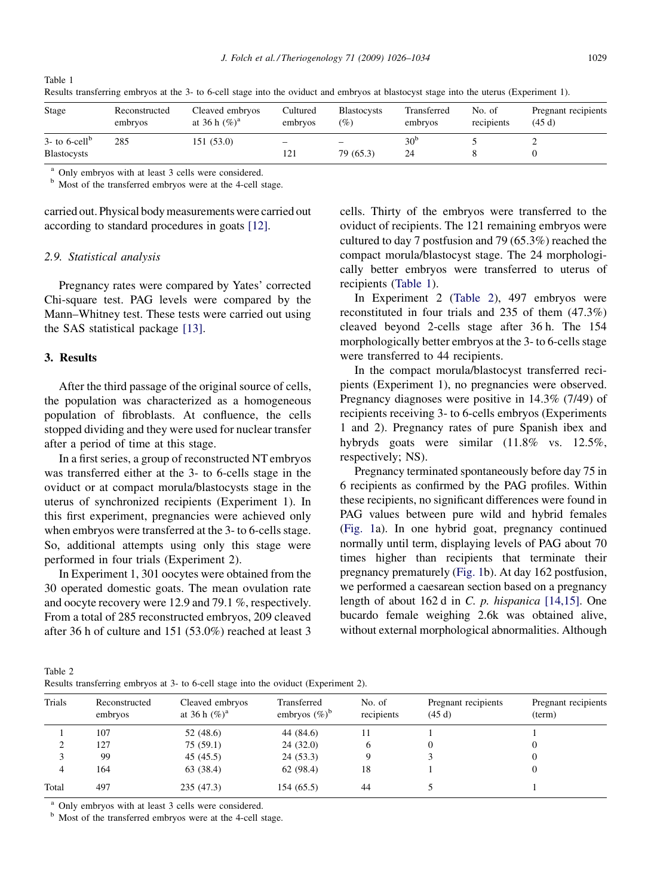Table 1
Results transferring embryos at the 3- to 6-cell stage into the oviduct and embryos at blastocyst stage into the uterus (Experiment 1).

| Stage | Reconstructed embryos | Cleaved embryos at 36 h (%)[a] | Cultured embryos | Blastocysts (%) | Transferred embryos | No. of recipients | Pregnant recipients (45 d) |
|---|---|---|---|---|---|---|---|
| 3- to 6-cell[b] | 285 | 151 (53.0) | – | – | 30[b] | 5 | 2 |
| Blastocysts | | | 121 | 79 (65.3) | 24 | 8 | 0 |

[a] Only embryos with at least 3 cells were considered.

[b] Most of the transferred embryos were at the 4-cell stage.

carried out. Physical body measurements were carried out according to standard procedures in goats [12].

### 2.9. Statistical analysis

Pregnancy rates were compared by Yates' corrected Chi-square test. PAG levels were compared by the Mann–Whitney test. These tests were carried out using the SAS statistical package [13].

## 3. Results

After the third passage of the original source of cells, the population was characterized as a homogeneous population of fibroblasts. At confluence, the cells stopped dividing and they were used for nuclear transfer after a period of time at this stage.

In a first series, a group of reconstructed NT embryos was transferred either at the 3- to 6-cells stage in the oviduct or at compact morula/blastocysts stage in the uterus of synchronized recipients (Experiment 1). In this first experiment, pregnancies were achieved only when embryos were transferred at the 3- to 6-cells stage. So, additional attempts using only this stage were performed in four trials (Experiment 2).

In Experiment 1, 301 oocytes were obtained from the 30 operated domestic goats. The mean ovulation rate and oocyte recovery were 12.9 and 79.1 %, respectively. From a total of 285 reconstructed embryos, 209 cleaved after 36 h of culture and 151 (53.0%) reached at least 3 cells. Thirty of the embryos were transferred to the oviduct of recipients. The 121 remaining embryos were cultured to day 7 postfusion and 79 (65.3%) reached the compact morula/blastocyst stage. The 24 morphologically better embryos were transferred to uterus of recipients (Table 1).

In Experiment 2 (Table 2), 497 embryos were reconstituted in four trials and 235 of them (47.3%) cleaved beyond 2-cells stage after 36 h. The 154 morphologically better embryos at the 3- to 6-cells stage were transferred to 44 recipients.

In the compact morula/blastocyst transferred recipients (Experiment 1), no pregnancies were observed. Pregnancy diagnoses were positive in 14.3% (7/49) of recipients receiving 3- to 6-cells embryos (Experiments 1 and 2). Pregnancy rates of pure Spanish ibex and hybryds goats were similar (11.8% vs. 12.5%, respectively; NS).

Pregnancy terminated spontaneously before day 75 in 6 recipients as confirmed by the PAG profiles. Within these recipients, no significant differences were found in PAG values between pure wild and hybrid females (Fig. 1a). In one hybrid goat, pregnancy continued normally until term, displaying levels of PAG about 70 times higher than recipients that terminate their pregnancy prematurely (Fig. 1b). At day 162 postfusion, we performed a caesarean section based on a pregnancy length of about 162 d in *C. p. hispanica* [14,15]. One bucardo female weighing 2.6k was obtained alive, without external morphological abnormalities. Although

Table 2
Results transferring embryos at 3- to 6-cell stage into the oviduct (Experiment 2).

| Trials | Reconstructed embryos | Cleaved embryos at 36 h (%)[a] | Transferred embryos (%)[b] | No. of recipients | Pregnant recipients (45 d) | Pregnant recipients (term) |
|---|---|---|---|---|---|---|
| 1 | 107 | 52 (48.6) | 44 (84.6) | 11 | 1 | 1 |
| 2 | 127 | 75 (59.1) | 24 (32.0) | 6 | 0 | 0 |
| 3 | 99 | 45 (45.5) | 24 (53.3) | 9 | 3 | 0 |
| 4 | 164 | 63 (38.4) | 62 (98.4) | 18 | 1 | 0 |
| Total | 497 | 235 (47.3) | 154 (65.5) | 44 | 5 | 1 |

[a] Only embryos with at least 3 cells were considered.

[b] Most of the transferred embryos were at the 4-cell stage.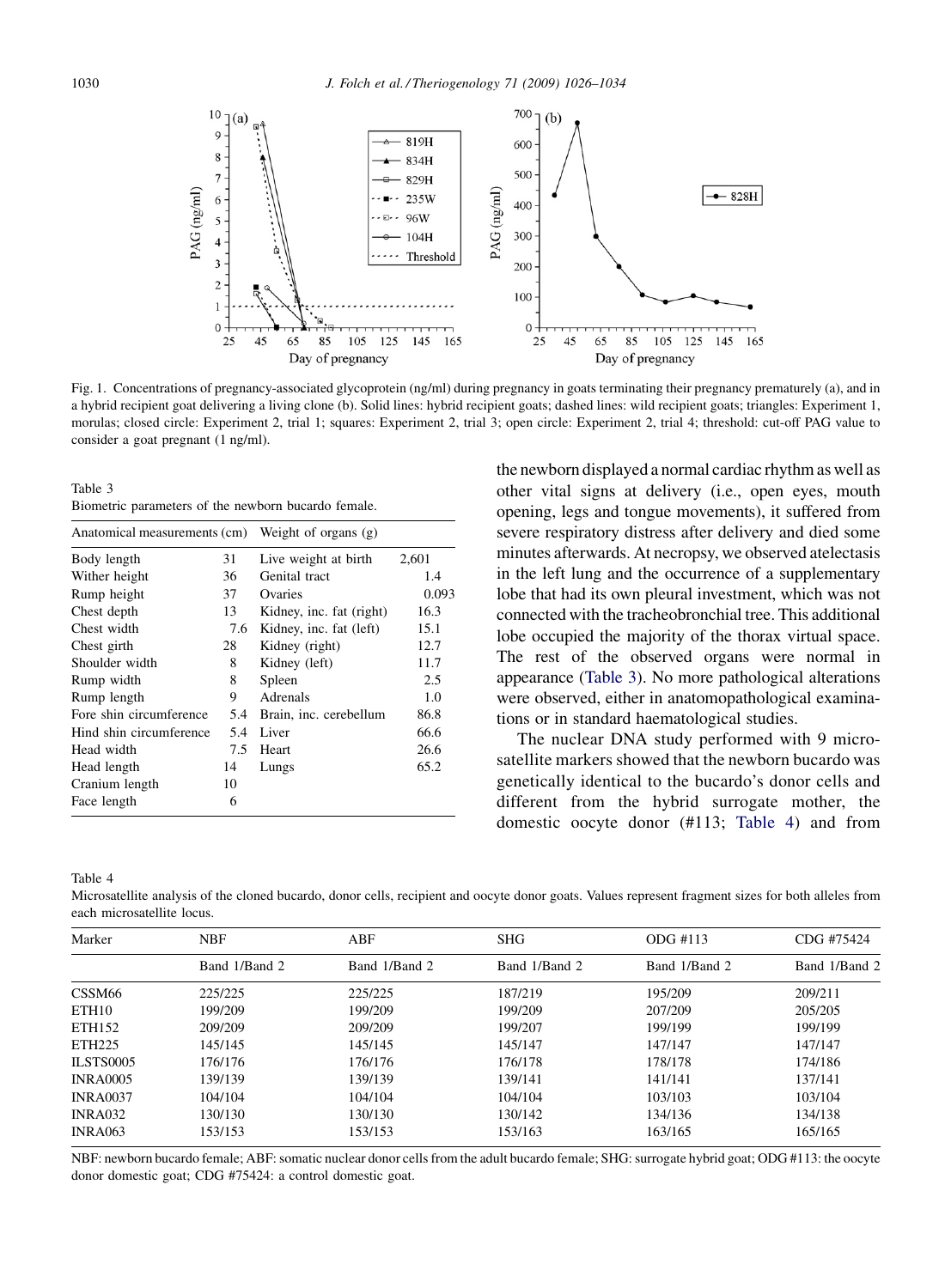Fig. 1. Concentrations of pregnancy-associated glycoprotein (ng/ml) during pregnancy in goats terminating their pregnancy prematurely (a), and in a hybrid recipient goat delivering a living clone (b). Solid lines: hybrid recipient goats; dashed lines: wild recipient goats; triangles: Experiment 1, morulas; closed circle: Experiment 2, trial 1; squares: Experiment 2, trial 3; open circle: Experiment 2, trial 4; threshold: cut-off PAG value to consider a goat pregnant (1 ng/ml).

Table 3
Biometric parameters of the newborn bucardo female.

| Anatomical measurements (cm) | | Weight of organs (g) | |
|---|---|---|---|
| Body length | 31 | Live weight at birth | 2,601 |
| Wither height | 36 | Genital tract | 1.4 |
| Rump height | 37 | Ovaries | 0.093 |
| Chest depth | 13 | Kidney, inc. fat (right) | 16.3 |
| Chest width | 7.6 | Kidney, inc. fat (left) | 15.1 |
| Chest girth | 28 | Kidney (right) | 12.7 |
| Shoulder width | 8 | Kidney (left) | 11.7 |
| Rump width | 8 | Spleen | 2.5 |
| Rump length | 9 | Adrenals | 1.0 |
| Fore shin circumference | 5.4 | Brain, inc. cerebellum | 86.8 |
| Hind shin circumference | 5.4 | Liver | 66.6 |
| Head width | 7.5 | Heart | 26.6 |
| Head length | 14 | Lungs | 65.2 |
| Cranium length | 10 | | |
| Face length | 6 | | |

the newborn displayed a normal cardiac rhythm as well as other vital signs at delivery (i.e., open eyes, mouth opening, legs and tongue movements), it suffered from severe respiratory distress after delivery and died some minutes afterwards. At necropsy, we observed atelectasis in the left lung and the occurrence of a supplementary lobe that had its own pleural investment, which was not connected with the tracheobronchial tree. This additional lobe occupied the majority of the thorax virtual space. The rest of the observed organs were normal in appearance (Table 3). No more pathological alterations were observed, either in anatomopathological examinations or in standard haematological studies.

The nuclear DNA study performed with 9 microsatellite markers showed that the newborn bucardo was genetically identical to the bucardo's donor cells and different from the hybrid surrogate mother, the domestic oocyte donor (#113; Table 4) and from

Table 4
Microsatellite analysis of the cloned bucardo, donor cells, recipient and oocyte donor goats. Values represent fragment sizes for both alleles from each microsatellite locus.

| Marker | NBF | ABF | SHG | ODG #113 | CDG #75424 |
|---|---|---|---|---|---|
| | Band 1/Band 2 | Band 1/Band 2 | Band 1/Band 2 | Band 1/Band 2 | Band 1/Band 2 |
| CSSM66 | 225/225 | 225/225 | 187/219 | 195/209 | 209/211 |
| ETH10 | 199/209 | 199/209 | 199/209 | 207/209 | 205/205 |
| ETH152 | 209/209 | 209/209 | 199/207 | 199/199 | 199/199 |
| ETH225 | 145/145 | 145/145 | 145/147 | 147/147 | 147/147 |
| ILSTS0005 | 176/176 | 176/176 | 176/178 | 178/178 | 174/186 |
| INRA0005 | 139/139 | 139/139 | 139/141 | 141/141 | 137/141 |
| INRA0037 | 104/104 | 104/104 | 104/104 | 103/103 | 103/104 |
| INRA032 | 130/130 | 130/130 | 130/142 | 134/136 | 134/138 |
| INRA063 | 153/153 | 153/153 | 153/163 | 163/165 | 165/165 |

NBF: newborn bucardo female; ABF: somatic nuclear donor cells from the adult bucardo female; SHG: surrogate hybrid goat; ODG #113: the oocyte donor domestic goat; CDG #75424: a control domestic goat.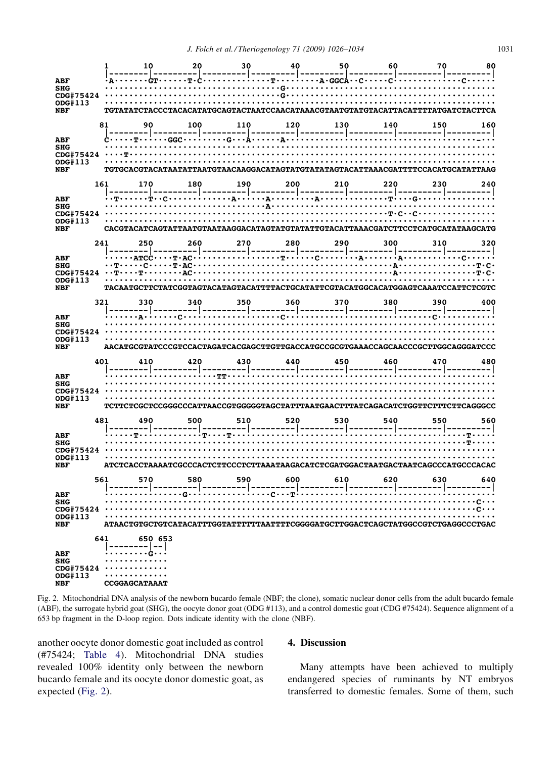```
         1        10        20        30        40        50        60        70        80
         |---------|---------|---------|---------|---------|---------|---------|---------|
ABF      ·A·······GT······T·C·············T·········A·GGCA··C·····C··············C······
SHG      ··································G·············································
CDG#75424 ··································G·············································
ODG#113  ································································
NBF      TGTATATCTACCCTACACATATGCAGTACTAATCCAACATAAACGTAATGTATGTACATTACATTTATGATCTACTTCA

        81        90       100       110       120       130       140       150       160
         |---------|---------|---------|---------|---------|---------|---------|---------|
ABF      C·····T······GGC·········G···A······A········································-···
SHG      ································································
CDG#75424 ····T···························································
ODG#113  ································································
NBF      TGTGCACGTACATAATATTAATGTAACAAGGACATAGTATGTATATAGTACATTAAACGATTTTCCACATGCATATTAAG

       161       170       180       190       200       210       220       230       240
         |---------|---------|---------|---------|---------|---------|---------|---------|
ABF      ··T······T··C··············A······A·········A··············T····G················
SHG      ·····························A··································
CDG#75424 ······················································T·C··C················
ODG#113  ································································
NBF      CACGTACATCAGTATTAATGTAATAAGGACATAGTATGTATATTGTACATTAAACGATCTTCCTCATGCATATAAGCATG

       241       250       260       270       280       290       300       310       320
         |---------|---------|---------|---------|---------|---------|---------|---------|
ABF      ······ATCC····T·AC················T······C········A·······A·············C······
SHG      ··T·····C·····T·AC······································A················T·C·
CDG#75424 ··T····T········AC······································A················T·C·
ODG#113  ································································
NBF      TACAATGCTTCTATCGGTAGTACATAGTACATTTTACTGCATATTCGTACATGGCACATGGAGTCAAATCCATTCTCGTC

       321       330       340       350       360       370       380       390       400
         |---------|---------|---------|---------|---------|---------|---------|---------|
ABF      ······A······C·················C··························C···········
SHG      ································································
CDG#75424 ································································
ODG#113  ································································
NBF      AACATGCGTATCCCGTCCACTAGATCACGAGCTTGTTGACCATGCCGCGTGAAACCAGCAACCCGCTTGGCAGGGATCCC

       401       410       420       430       440       450       460       470       480
         |---------|---------|---------|---------|---------|---------|---------|---------|
ABF      ·······················TT·······································
SHG      ································································
CDG#75424 ································································
ODG#113  ································································
NBF      TCTTCTCGCTCCGGGCCCATTAACCGTGGGGGTAGCTATTTAATGAACTTTATCAGACATCTGGTTCTTTCTTCAGGGCC

       481       490       500       510       520       530       540       550       560
         |---------|---------|---------|---------|---------|---------|---------|---------|
ABF      ······T·············T····T··········································T·····
SHG      ·····································································T·····
CDG#75424 ································································
ODG#113  ································································
NBF      ATCTCACCTAAAATCGCCCACTCTTCCCTCTTAAATAAGACATCTCGATGGACTAATGACTAATCAGCCCATGCCCACAC

       561       570       580       590       600       610       620       630       640
         |---------|---------|---------|---------|---------|---------|---------|---------|
ABF      ···············G···············C···T····································
SHG      ·····································································C···
CDG#75424 ·····································································C···
ODG#113  ································································
NBF      ATAACTGTGCTGTCATACATTTGGTATTTTTTAATTTTCGGGGATGCTTGGACTCAGCTATGGCCGTCTGAGGCCCTGAC

       641       650 653
         |---------|--|
ABF      ··········G···
SHG      ··············
CDG#75424 ··············
ODG#113  ··············
NBF      CCGGAGCATAAAT
```

Fig. 2. Mitochondrial DNA analysis of the newborn bucardo female (NBF; the clone), somatic nuclear donor cells from the adult bucardo female (ABF), the surrogate hybrid goat (SHG), the oocyte donor goat (ODG #113), and a control domestic goat (CDG #75424). Sequence alignment of a 653 bp fragment in the D-loop region. Dots indicate identity with the clone (NBF).

another oocyte donor domestic goat included as control (#75424; Table 4). Mitochondrial DNA studies revealed 100% identity only between the newborn bucardo female and its oocyte donor domestic goat, as expected (Fig. 2).

## 4. Discussion

Many attempts have been achieved to multiply endangered species of ruminants by NT embryos transferred to domestic females. Some of them, such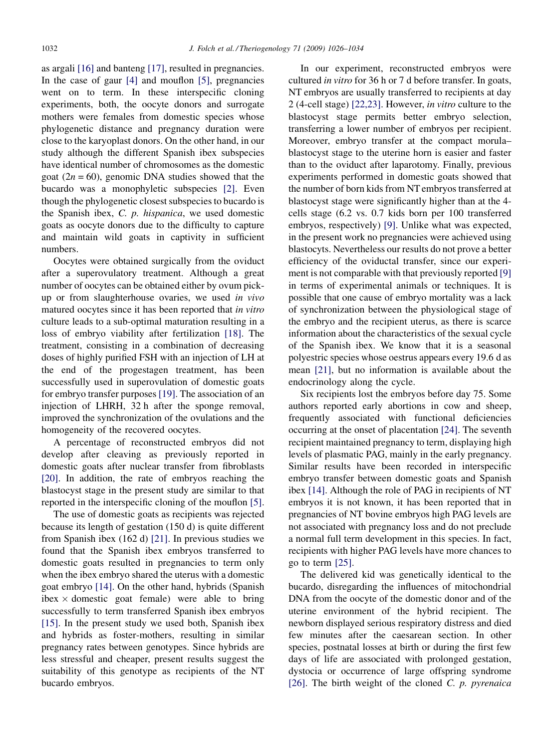as argali [16] and banteng [17], resulted in pregnancies. In the case of gaur [4] and mouflon [5], pregnancies went on to term. In these interspecific cloning experiments, both, the oocyte donors and surrogate mothers were females from domestic species whose phylogenetic distance and pregnancy duration were close to the karyoplast donors. On the other hand, in our study although the different Spanish ibex subspecies have identical number of chromosomes as the domestic goat ($2n = 60$), genomic DNA studies showed that the bucardo was a monophyletic subspecies [2]. Even though the phylogenetic closest subspecies to bucardo is the Spanish ibex, *C. p. hispanica*, we used domestic goats as oocyte donors due to the difficulty to capture and maintain wild goats in captivity in sufficient numbers.

Oocytes were obtained surgically from the oviduct after a superovulatory treatment. Although a great number of oocytes can be obtained either by ovum pick-up or from slaughterhouse ovaries, we used *in vivo* matured oocytes since it has been reported that *in vitro* culture leads to a sub-optimal maturation resulting in a loss of embryo viability after fertilization [18]. The treatment, consisting in a combination of decreasing doses of highly purified FSH with an injection of LH at the end of the progestagen treatment, has been successfully used in superovulation of domestic goats for embryo transfer purposes [19]. The association of an injection of LHRH, 32 h after the sponge removal, improved the synchronization of the ovulations and the homogeneity of the recovered oocytes.

A percentage of reconstructed embryos did not develop after cleaving as previously reported in domestic goats after nuclear transfer from fibroblasts [20]. In addition, the rate of embryos reaching the blastocyst stage in the present study are similar to that reported in the interspecific cloning of the mouflon [5].

The use of domestic goats as recipients was rejected because its length of gestation (150 d) is quite different from Spanish ibex (162 d) [21]. In previous studies we found that the Spanish ibex embryos transferred to domestic goats resulted in pregnancies to term only when the ibex embryo shared the uterus with a domestic goat embryo [14]. On the other hand, hybrids (Spanish ibex × domestic goat female) were able to bring successfully to term transferred Spanish ibex embryos [15]. In the present study we used both, Spanish ibex and hybrids as foster-mothers, resulting in similar pregnancy rates between genotypes. Since hybrids are less stressful and cheaper, present results suggest the suitability of this genotype as recipients of the NT bucardo embryos.

In our experiment, reconstructed embryos were cultured *in vitro* for 36 h or 7 d before transfer. In goats, NT embryos are usually transferred to recipients at day 2 (4-cell stage) [22,23]. However, *in vitro* culture to the blastocyst stage permits better embryo selection, transferring a lower number of embryos per recipient. Moreover, embryo transfer at the compact morula–blastocyst stage to the uterine horn is easier and faster than to the oviduct after laparotomy. Finally, previous experiments performed in domestic goats showed that the number of born kids from NT embryos transferred at blastocyst stage were significantly higher than at the 4-cells stage (6.2 vs. 0.7 kids born per 100 transferred embryos, respectively) [9]. Unlike what was expected, in the present work no pregnancies were achieved using blastocyts. Nevertheless our results do not prove a better efficiency of the oviductal transfer, since our experiment is not comparable with that previously reported [9] in terms of experimental animals or techniques. It is possible that one cause of embryo mortality was a lack of synchronization between the physiological stage of the embryo and the recipient uterus, as there is scarce information about the characteristics of the sexual cycle of the Spanish ibex. We know that it is a seasonal polyestric species whose oestrus appears every 19.6 d as mean [21], but no information is available about the endocrinology along the cycle.

Six recipients lost the embryos before day 75. Some authors reported early abortions in cow and sheep, frequently associated with functional deficiencies occurring at the onset of placentation [24]. The seventh recipient maintained pregnancy to term, displaying high levels of plasmatic PAG, mainly in the early pregnancy. Similar results have been recorded in interspecific embryo transfer between domestic goats and Spanish ibex [14]. Although the role of PAG in recipients of NT embryos it is not known, it has been reported that in pregnancies of NT bovine embryos high PAG levels are not associated with pregnancy loss and do not preclude a normal full term development in this species. In fact, recipients with higher PAG levels have more chances to go to term [25].

The delivered kid was genetically identical to the bucardo, disregarding the influences of mitochondrial DNA from the oocyte of the domestic donor and of the uterine environment of the hybrid recipient. The newborn displayed serious respiratory distress and died few minutes after the caesarean section. In other species, postnatal losses at birth or during the first few days of life are associated with prolonged gestation, dystocia or occurrence of large offspring syndrome [26]. The birth weight of the cloned *C. p. pyrenaica*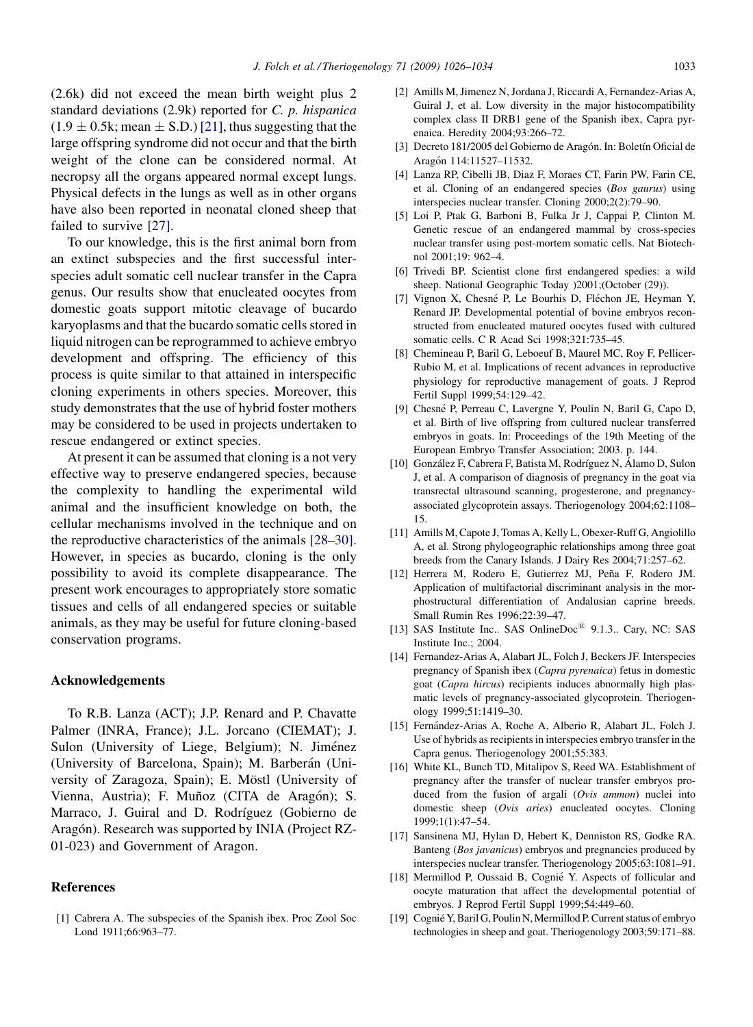(2.6k) did not exceed the mean birth weight plus 2 standard deviations (2.9k) reported for *C. p. hispanica* ($1.9 \pm 0.5$k; mean $\pm$ S.D.) [21], thus suggesting that the large offspring syndrome did not occur and that the birth weight of the clone can be considered normal. At necropsy all the organs appeared normal except lungs. Physical defects in the lungs as well as in other organs have also been reported in neonatal cloned sheep that failed to survive [27].

To our knowledge, this is the first animal born from an extinct subspecies and the first successful interspecies adult somatic cell nuclear transfer in the Capra genus. Our results show that enucleated oocytes from domestic goats support mitotic cleavage of bucardo karyoplasms and that the bucardo somatic cells stored in liquid nitrogen can be reprogrammed to achieve embryo development and offspring. The efficiency of this process is quite similar to that attained in interspecific cloning experiments in others species. Moreover, this study demonstrates that the use of hybrid foster mothers may be considered to be used in projects undertaken to rescue endangered or extinct species.

At present it can be assumed that cloning is a not very effective way to preserve endangered species, because the complexity to handling the experimental wild animal and the insufficient knowledge on both, the cellular mechanisms involved in the technique and on the reproductive characteristics of the animals [28–30]. However, in species as bucardo, cloning is the only possibility to avoid its complete disappearance. The present work encourages to appropriately store somatic tissues and cells of all endangered species or suitable animals, as they may be useful for future cloning-based conservation programs.

## Acknowledgements

To R.B. Lanza (ACT); J.P. Renard and P. Chavatte Palmer (INRA, France); J.L. Jorcano (CIEMAT); J. Sulon (University of Liege, Belgium); N. Jiménez (University of Barcelona, Spain); M. Barberán (University of Zaragoza, Spain); E. Möstl (University of Vienna, Austria); F. Muñoz (CITA de Aragón); S. Marraco, J. Guiral and D. Rodríguez (Gobierno de Aragón). Research was supported by INIA (Project RZ-01-023) and Government of Aragon.

## References

[1] Cabrera A. The subspecies of the Spanish ibex. Proc Zool Soc Lond 1911;66:963–77.

[2] Amills M, Jimenez N, Jordana J, Riccardi A, Fernandez-Arias A, Guiral J, et al. Low diversity in the major histocompatibility complex class II DRB1 gene of the Spanish ibex, Capra pyrenaica. Heredity 2004;93:266–72.

[3] Decreto 181/2005 del Gobierno de Aragón. In: Boletín Oficial de Aragón 114:11527–11532.

[4] Lanza RP, Cibelli JB, Diaz F, Moraes CT, Farin PW, Farin CE, et al. Cloning of an endangered species (*Bos gaurus*) using interspecies nuclear transfer. Cloning 2000;2(2):79–90.

[5] Loi P, Ptak G, Barboni B, Fulka Jr J, Cappai P, Clinton M. Genetic rescue of an endangered mammal by cross-species nuclear transfer using post-mortem somatic cells. Nat Biotechnol 2001;19: 962–4.

[6] Trivedi BP. Scientist clone first endangered spedies: a wild sheep. National Geographic Today )2001;(October (29)).

[7] Vignon X, Chesné P, Le Bourhis D, Fléchon JE, Heyman Y, Renard JP. Developmental potential of bovine embryos reconstructed from enucleated matured oocytes fused with cultured somatic cells. C R Acad Sci 1998;321:735–45.

[8] Chemineau P, Baril G, Leboeuf B, Maurel MC, Roy F, Pellicer-Rubio M, et al. Implications of recent advances in reproductive physiology for reproductive management of goats. J Reprod Fertil Suppl 1999;54:129–42.

[9] Chesné P, Perreau C, Lavergne Y, Poulin N, Baril G, Capo D, et al. Birth of live offspring from cultured nuclear transferred embryos in goats. In: Proceedings of the 19th Meeting of the European Embryo Transfer Association; 2003. p. 144.

[10] González F, Cabrera F, Batista M, Rodríguez N, Álamo D, Sulon J, et al. A comparison of diagnosis of pregnancy in the goat via transrectal ultrasound scanning, progesterone, and pregnancy-associated glycoprotein assays. Theriogenology 2004;62:1108–15.

[11] Amills M, Capote J, Tomas A, Kelly L, Obexer-Ruff G, Angiolillo A, et al. Strong phylogeographic relationships among three goat breeds from the Canary Islands. J Dairy Res 2004;71:257–62.

[12] Herrera M, Rodero E, Gutierrez MJ, Peña F, Rodero JM. Application of multifactorial discriminant analysis in the morphostructural differentiation of Andalusian caprine breeds. Small Rumin Res 1996;22:39–47.

[13] SAS Institute Inc.. SAS OnlineDoc® 9.1.3.. Cary, NC: SAS Institute Inc.; 2004.

[14] Fernandez-Arias A, Alabart JL, Folch J, Beckers JF. Interspecies pregnancy of Spanish ibex (*Capra pyrenaica*) fetus in domestic goat (*Capra hircus*) recipients induces abnormally high plasmatic levels of pregnancy-associated glycoprotein. Theriogenology 1999;51:1419–30.

[15] Fernández-Arias A, Roche A, Alberio R, Alabart JL, Folch J. Use of hybrids as recipients in interspecies embryo transfer in the Capra genus. Theriogenology 2001;55:383.

[16] White KL, Bunch TD, Mitalipov S, Reed WA. Establishment of pregnancy after the transfer of nuclear transfer embryos produced from the fusion of argali (*Ovis ammon*) nuclei into domestic sheep (*Ovis aries*) enucleated oocytes. Cloning 1999;1(1):47–54.

[17] Sansinena MJ, Hylan D, Hebert K, Denniston RS, Godke RA. Banteng (*Bos javanicus*) embryos and pregnancies produced by interspecies nuclear transfer. Theriogenology 2005;63:1081–91.

[18] Mermillod P, Oussaid B, Cognié Y. Aspects of follicular and oocyte maturation that affect the developmental potential of embryos. J Reprod Fertil Suppl 1999;54:449–60.

[19] Cognié Y, Baril G, Poulin N, Mermillod P. Current status of embryo technologies in sheep and goat. Theriogenology 2003;59:171–88.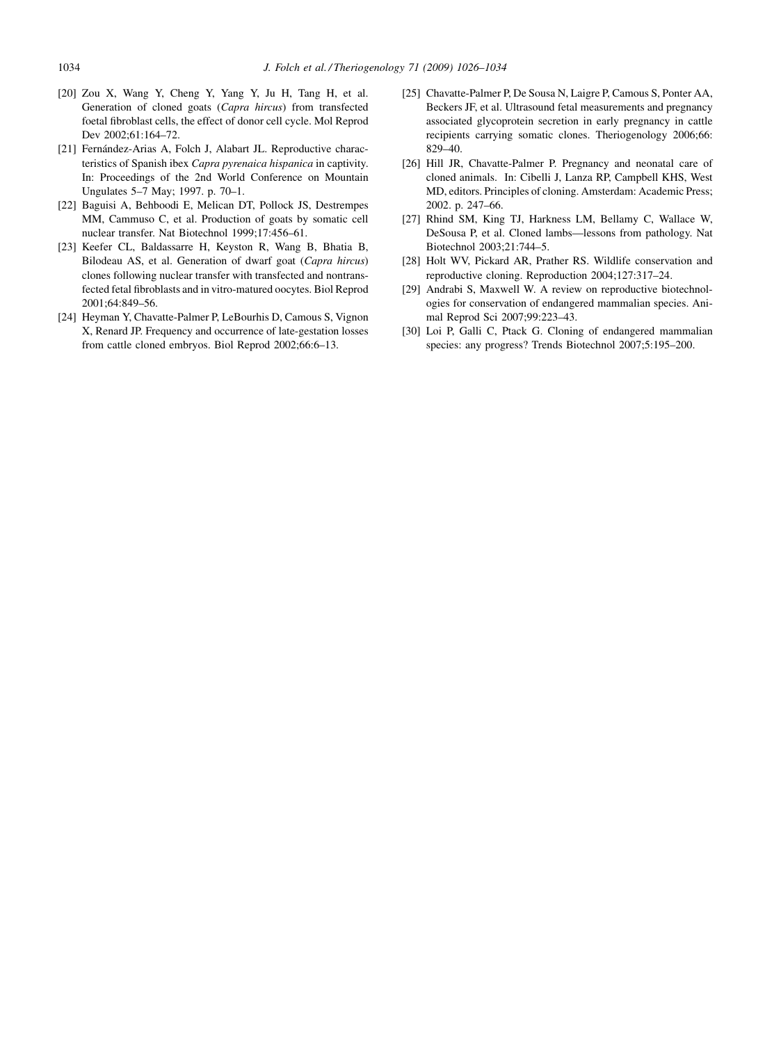[20] Zou X, Wang Y, Cheng Y, Yang Y, Ju H, Tang H, et al. Generation of cloned goats (*Capra hircus*) from transfected foetal fibroblast cells, the effect of donor cell cycle. Mol Reprod Dev 2002;61:164–72.

[21] Fernández-Arias A, Folch J, Alabart JL. Reproductive characteristics of Spanish ibex *Capra pyrenaica hispanica* in captivity. In: Proceedings of the 2nd World Conference on Mountain Ungulates 5–7 May; 1997. p. 70–1.

[22] Baguisi A, Behboodi E, Melican DT, Pollock JS, Destrempes MM, Cammuso C, et al. Production of goats by somatic cell nuclear transfer. Nat Biotechnol 1999;17:456–61.

[23] Keefer CL, Baldassarre H, Keyston R, Wang B, Bhatia B, Bilodeau AS, et al. Generation of dwarf goat (*Capra hircus*) clones following nuclear transfer with transfected and nontransfected fetal fibroblasts and in vitro-matured oocytes. Biol Reprod 2001;64:849–56.

[24] Heyman Y, Chavatte-Palmer P, LeBourhis D, Camous S, Vignon X, Renard JP. Frequency and occurrence of late-gestation losses from cattle cloned embryos. Biol Reprod 2002;66:6–13.

[25] Chavatte-Palmer P, De Sousa N, Laigre P, Camous S, Ponter AA, Beckers JF, et al. Ultrasound fetal measurements and pregnancy associated glycoprotein secretion in early pregnancy in cattle recipients carrying somatic clones. Theriogenology 2006;66: 829–40.

[26] Hill JR, Chavatte-Palmer P. Pregnancy and neonatal care of cloned animals. In: Cibelli J, Lanza RP, Campbell KHS, West MD, editors. Principles of cloning. Amsterdam: Academic Press; 2002. p. 247–66.

[27] Rhind SM, King TJ, Harkness LM, Bellamy C, Wallace W, DeSousa P, et al. Cloned lambs—lessons from pathology. Nat Biotechnol 2003;21:744–5.

[28] Holt WV, Pickard AR, Prather RS. Wildlife conservation and reproductive cloning. Reproduction 2004;127:317–24.

[29] Andrabi S, Maxwell W. A review on reproductive biotechnologies for conservation of endangered mammalian species. Animal Reprod Sci 2007;99:223–43.

[30] Loi P, Galli C, Ptack G. Cloning of endangered mammalian species: any progress? Trends Biotechnol 2007;5:195–200.